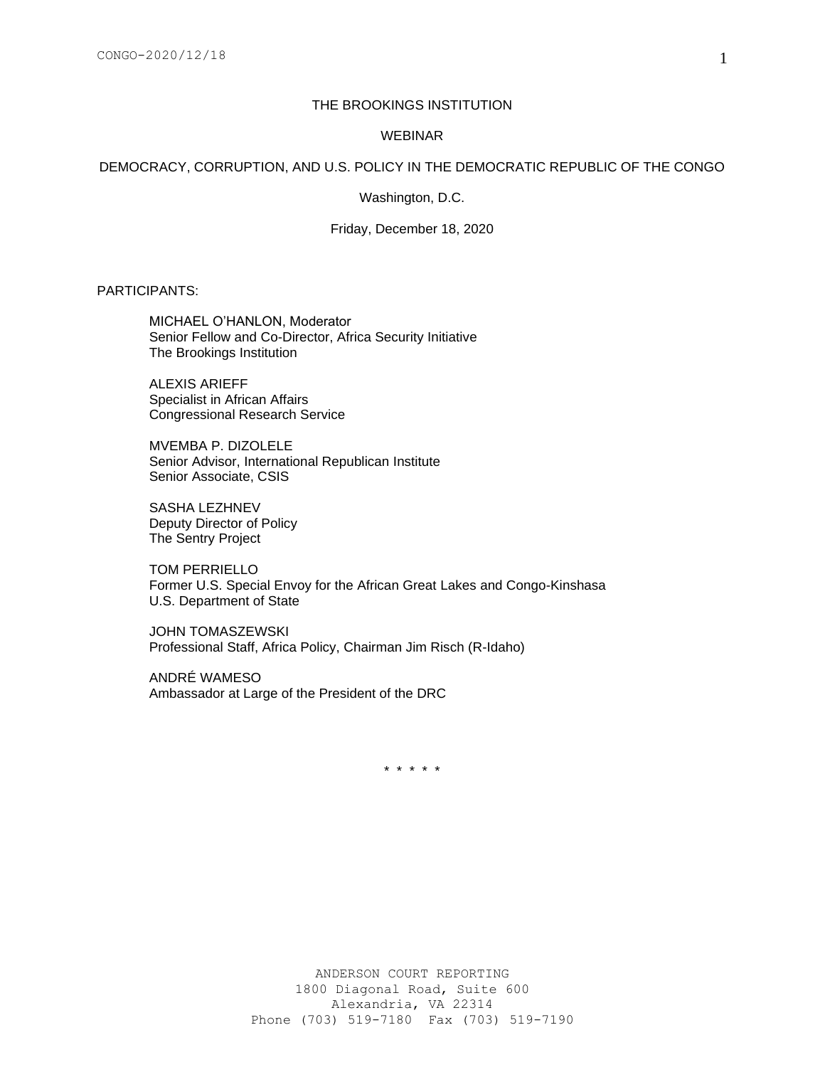# THE BROOKINGS INSTITUTION

## WEBINAR

## DEMOCRACY, CORRUPTION, AND U.S. POLICY IN THE DEMOCRATIC REPUBLIC OF THE CONGO

Washington, D.C.

Friday, December 18, 2020

PARTICIPANTS:

MICHAEL O'HANLON, Moderator
Senior Fellow and Co-Director, Africa Security Initiative
The Brookings Institution

ALEXIS ARIEFF
Specialist in African Affairs
Congressional Research Service

MVEMBA P. DIZOLELE
Senior Advisor, International Republican Institute
Senior Associate, CSIS

SASHA LEZHNEV
Deputy Director of Policy
The Sentry Project

TOM PERRIELLO
Former U.S. Special Envoy for the African Great Lakes and Congo-Kinshasa
U.S. Department of State

JOHN TOMASZEWSKI
Professional Staff, Africa Policy, Chairman Jim Risch (R-Idaho)

ANDRÉ WAMESO
Ambassador at Large of the President of the DRC

\* \* \* \* \*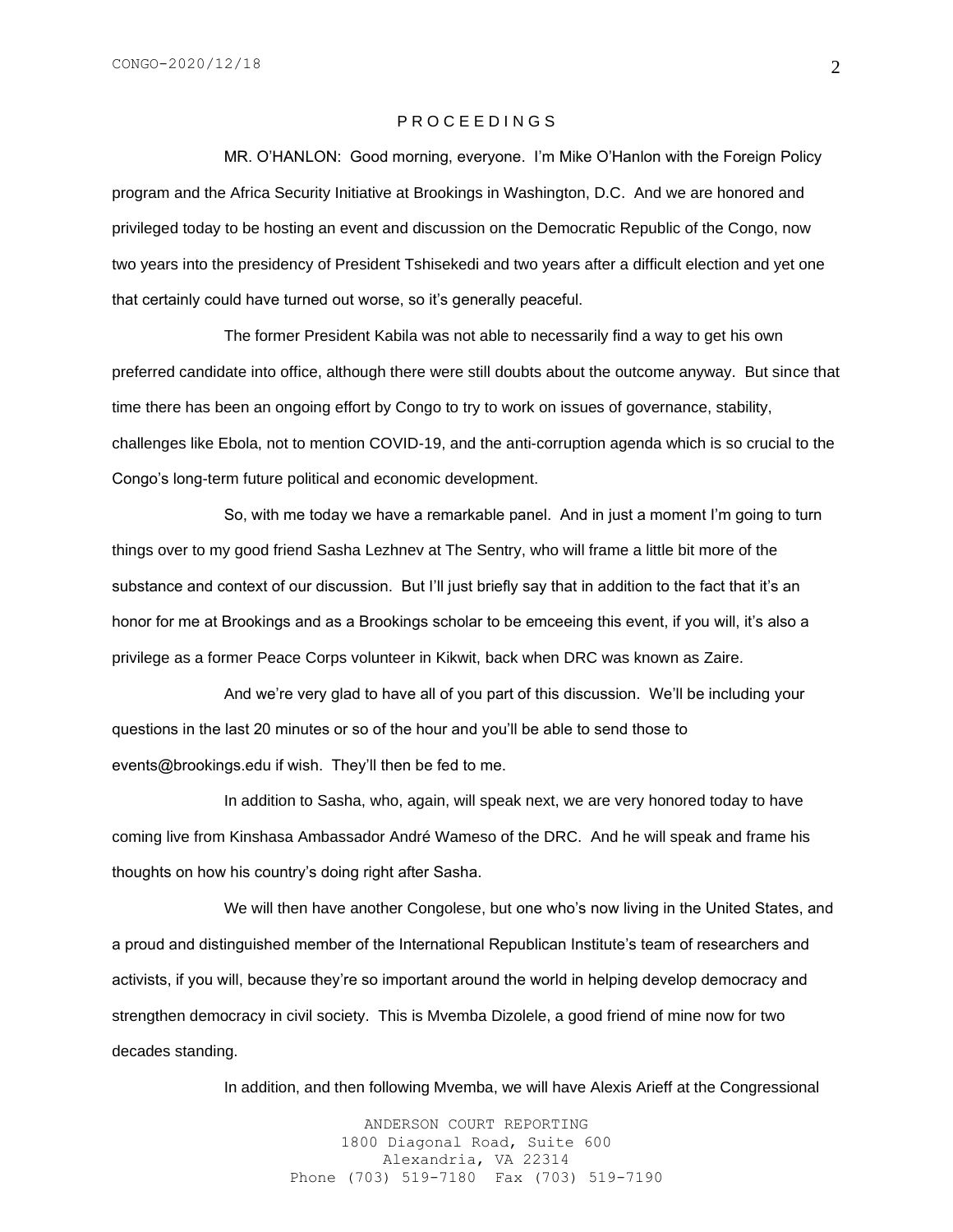P R O C E E D I N G S

MR. O'HANLON: Good morning, everyone. I'm Mike O'Hanlon with the Foreign Policy program and the Africa Security Initiative at Brookings in Washington, D.C. And we are honored and privileged today to be hosting an event and discussion on the Democratic Republic of the Congo, now two years into the presidency of President Tshisekedi and two years after a difficult election and yet one that certainly could have turned out worse, so it's generally peaceful.

The former President Kabila was not able to necessarily find a way to get his own preferred candidate into office, although there were still doubts about the outcome anyway. But since that time there has been an ongoing effort by Congo to try to work on issues of governance, stability, challenges like Ebola, not to mention COVID-19, and the anti-corruption agenda which is so crucial to the Congo's long-term future political and economic development.

So, with me today we have a remarkable panel. And in just a moment I'm going to turn things over to my good friend Sasha Lezhnev at The Sentry, who will frame a little bit more of the substance and context of our discussion. But I'll just briefly say that in addition to the fact that it's an honor for me at Brookings and as a Brookings scholar to be emceeing this event, if you will, it's also a privilege as a former Peace Corps volunteer in Kikwit, back when DRC was known as Zaire.

And we're very glad to have all of you part of this discussion. We'll be including your questions in the last 20 minutes or so of the hour and you'll be able to send those to events@brookings.edu if wish. They'll then be fed to me.

In addition to Sasha, who, again, will speak next, we are very honored today to have coming live from Kinshasa Ambassador André Wameso of the DRC. And he will speak and frame his thoughts on how his country's doing right after Sasha.

We will then have another Congolese, but one who's now living in the United States, and a proud and distinguished member of the International Republican Institute's team of researchers and activists, if you will, because they're so important around the world in helping develop democracy and strengthen democracy in civil society. This is Mvemba Dizolele, a good friend of mine now for two decades standing.

In addition, and then following Mvemba, we will have Alexis Arieff at the Congressional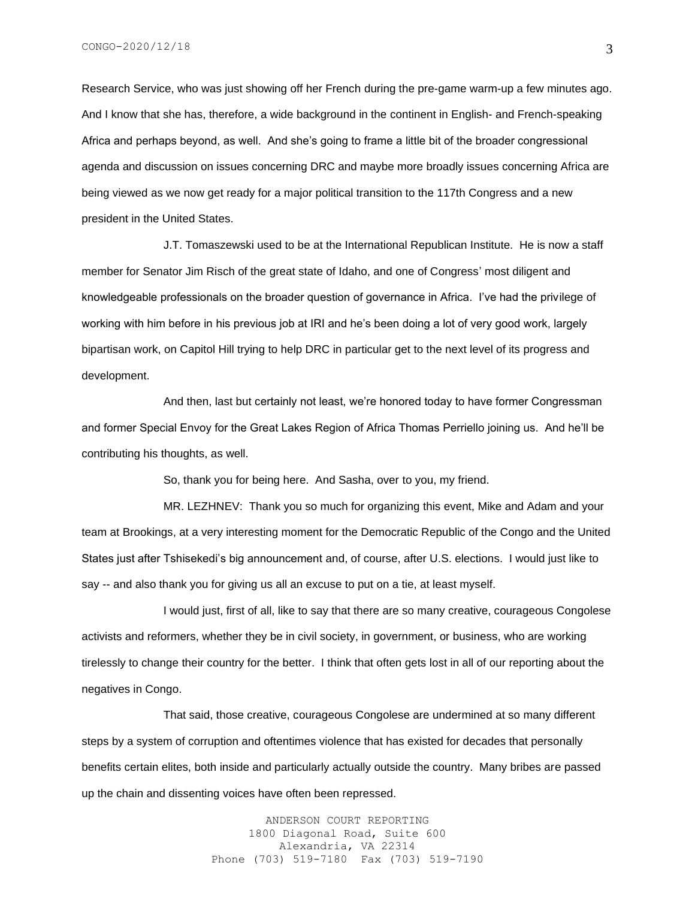Research Service, who was just showing off her French during the pre-game warm-up a few minutes ago. And I know that she has, therefore, a wide background in the continent in English- and French-speaking Africa and perhaps beyond, as well. And she's going to frame a little bit of the broader congressional agenda and discussion on issues concerning DRC and maybe more broadly issues concerning Africa are being viewed as we now get ready for a major political transition to the 117th Congress and a new president in the United States.

J.T. Tomaszewski used to be at the International Republican Institute. He is now a staff member for Senator Jim Risch of the great state of Idaho, and one of Congress' most diligent and knowledgeable professionals on the broader question of governance in Africa. I've had the privilege of working with him before in his previous job at IRI and he's been doing a lot of very good work, largely bipartisan work, on Capitol Hill trying to help DRC in particular get to the next level of its progress and development.

And then, last but certainly not least, we're honored today to have former Congressman and former Special Envoy for the Great Lakes Region of Africa Thomas Perriello joining us. And he'll be contributing his thoughts, as well.

So, thank you for being here. And Sasha, over to you, my friend.

MR. LEZHNEV: Thank you so much for organizing this event, Mike and Adam and your team at Brookings, at a very interesting moment for the Democratic Republic of the Congo and the United States just after Tshisekedi's big announcement and, of course, after U.S. elections. I would just like to say -- and also thank you for giving us all an excuse to put on a tie, at least myself.

I would just, first of all, like to say that there are so many creative, courageous Congolese activists and reformers, whether they be in civil society, in government, or business, who are working tirelessly to change their country for the better. I think that often gets lost in all of our reporting about the negatives in Congo.

That said, those creative, courageous Congolese are undermined at so many different steps by a system of corruption and oftentimes violence that has existed for decades that personally benefits certain elites, both inside and particularly actually outside the country. Many bribes are passed up the chain and dissenting voices have often been repressed.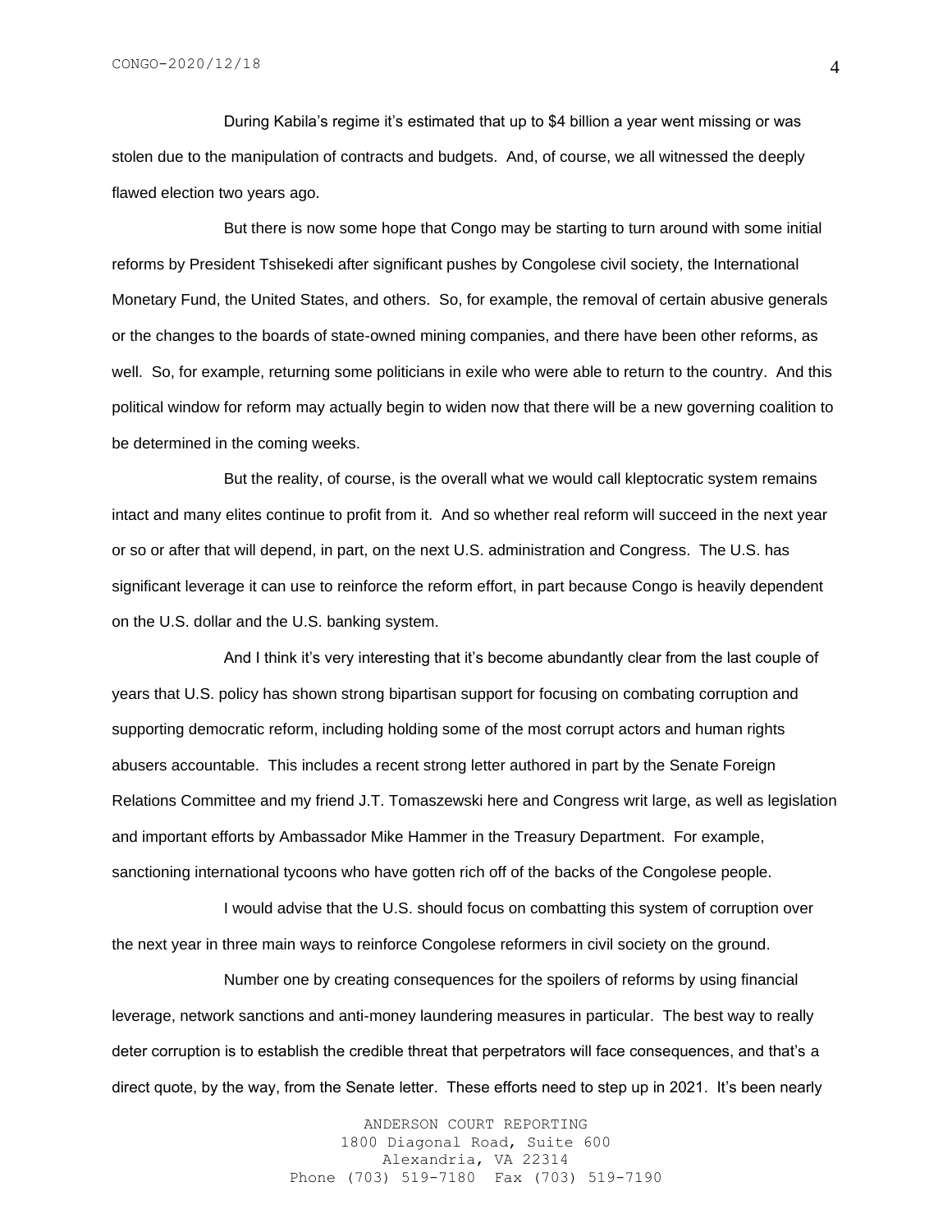During Kabila's regime it's estimated that up to $4 billion a year went missing or was stolen due to the manipulation of contracts and budgets. And, of course, we all witnessed the deeply flawed election two years ago.

But there is now some hope that Congo may be starting to turn around with some initial reforms by President Tshisekedi after significant pushes by Congolese civil society, the International Monetary Fund, the United States, and others. So, for example, the removal of certain abusive generals or the changes to the boards of state-owned mining companies, and there have been other reforms, as well. So, for example, returning some politicians in exile who were able to return to the country. And this political window for reform may actually begin to widen now that there will be a new governing coalition to be determined in the coming weeks.

But the reality, of course, is the overall what we would call kleptocratic system remains intact and many elites continue to profit from it. And so whether real reform will succeed in the next year or so or after that will depend, in part, on the next U.S. administration and Congress. The U.S. has significant leverage it can use to reinforce the reform effort, in part because Congo is heavily dependent on the U.S. dollar and the U.S. banking system.

And I think it's very interesting that it's become abundantly clear from the last couple of years that U.S. policy has shown strong bipartisan support for focusing on combating corruption and supporting democratic reform, including holding some of the most corrupt actors and human rights abusers accountable. This includes a recent strong letter authored in part by the Senate Foreign Relations Committee and my friend J.T. Tomaszewski here and Congress writ large, as well as legislation and important efforts by Ambassador Mike Hammer in the Treasury Department. For example, sanctioning international tycoons who have gotten rich off of the backs of the Congolese people.

I would advise that the U.S. should focus on combatting this system of corruption over the next year in three main ways to reinforce Congolese reformers in civil society on the ground.

Number one by creating consequences for the spoilers of reforms by using financial leverage, network sanctions and anti-money laundering measures in particular. The best way to really deter corruption is to establish the credible threat that perpetrators will face consequences, and that's a direct quote, by the way, from the Senate letter. These efforts need to step up in 2021. It's been nearly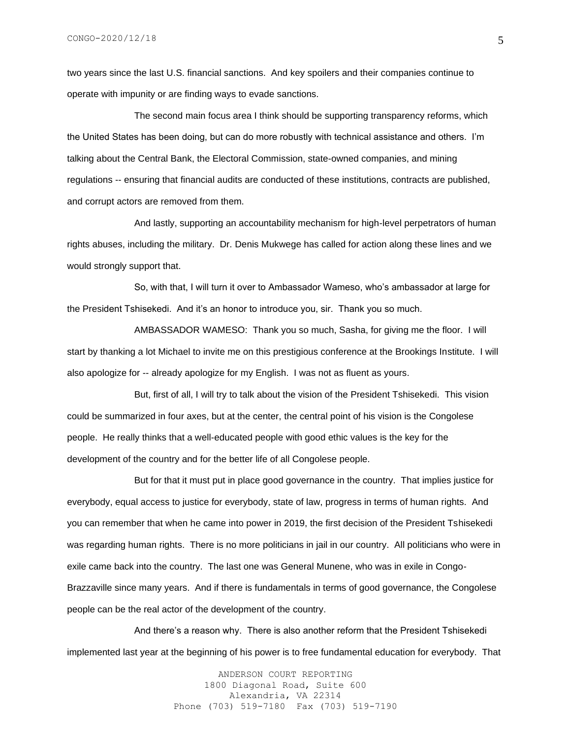two years since the last U.S. financial sanctions. And key spoilers and their companies continue to operate with impunity or are finding ways to evade sanctions.

The second main focus area I think should be supporting transparency reforms, which the United States has been doing, but can do more robustly with technical assistance and others. I'm talking about the Central Bank, the Electoral Commission, state-owned companies, and mining regulations -- ensuring that financial audits are conducted of these institutions, contracts are published, and corrupt actors are removed from them.

And lastly, supporting an accountability mechanism for high-level perpetrators of human rights abuses, including the military. Dr. Denis Mukwege has called for action along these lines and we would strongly support that.

So, with that, I will turn it over to Ambassador Wameso, who's ambassador at large for the President Tshisekedi. And it's an honor to introduce you, sir. Thank you so much.

AMBASSADOR WAMESO: Thank you so much, Sasha, for giving me the floor. I will start by thanking a lot Michael to invite me on this prestigious conference at the Brookings Institute. I will also apologize for -- already apologize for my English. I was not as fluent as yours.

But, first of all, I will try to talk about the vision of the President Tshisekedi. This vision could be summarized in four axes, but at the center, the central point of his vision is the Congolese people. He really thinks that a well-educated people with good ethic values is the key for the development of the country and for the better life of all Congolese people.

But for that it must put in place good governance in the country. That implies justice for everybody, equal access to justice for everybody, state of law, progress in terms of human rights. And you can remember that when he came into power in 2019, the first decision of the President Tshisekedi was regarding human rights. There is no more politicians in jail in our country. All politicians who were in exile came back into the country. The last one was General Munene, who was in exile in Congo-Brazzaville since many years. And if there is fundamentals in terms of good governance, the Congolese people can be the real actor of the development of the country.

And there's a reason why. There is also another reform that the President Tshisekedi implemented last year at the beginning of his power is to free fundamental education for everybody. That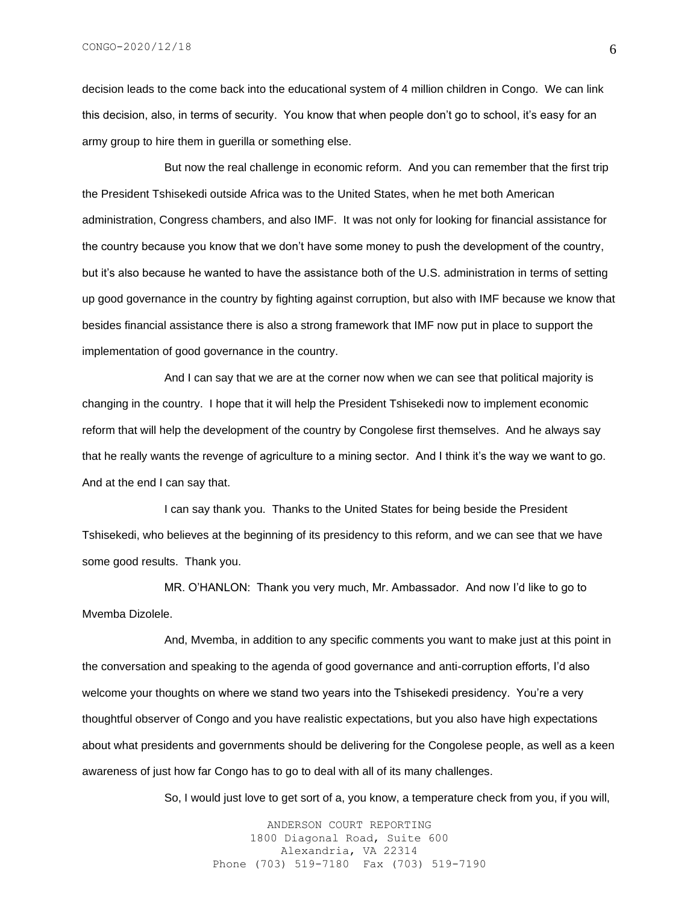decision leads to the come back into the educational system of 4 million children in Congo. We can link this decision, also, in terms of security. You know that when people don't go to school, it's easy for an army group to hire them in guerilla or something else.

But now the real challenge in economic reform. And you can remember that the first trip the President Tshisekedi outside Africa was to the United States, when he met both American administration, Congress chambers, and also IMF. It was not only for looking for financial assistance for the country because you know that we don't have some money to push the development of the country, but it's also because he wanted to have the assistance both of the U.S. administration in terms of setting up good governance in the country by fighting against corruption, but also with IMF because we know that besides financial assistance there is also a strong framework that IMF now put in place to support the implementation of good governance in the country.

And I can say that we are at the corner now when we can see that political majority is changing in the country. I hope that it will help the President Tshisekedi now to implement economic reform that will help the development of the country by Congolese first themselves. And he always say that he really wants the revenge of agriculture to a mining sector. And I think it's the way we want to go. And at the end I can say that.

I can say thank you. Thanks to the United States for being beside the President Tshisekedi, who believes at the beginning of its presidency to this reform, and we can see that we have some good results. Thank you.

MR. O'HANLON: Thank you very much, Mr. Ambassador. And now I'd like to go to Mvemba Dizolele.

And, Mvemba, in addition to any specific comments you want to make just at this point in the conversation and speaking to the agenda of good governance and anti-corruption efforts, I'd also welcome your thoughts on where we stand two years into the Tshisekedi presidency. You're a very thoughtful observer of Congo and you have realistic expectations, but you also have high expectations about what presidents and governments should be delivering for the Congolese people, as well as a keen awareness of just how far Congo has to go to deal with all of its many challenges.

So, I would just love to get sort of a, you know, a temperature check from you, if you will,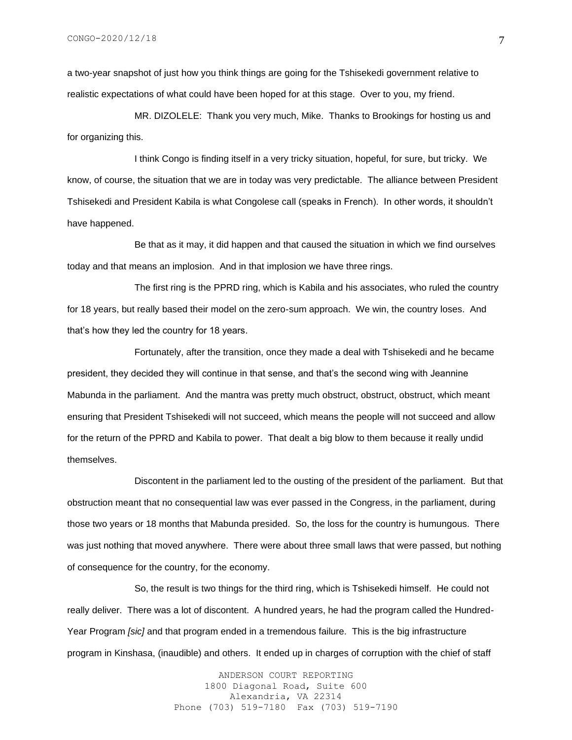a two-year snapshot of just how you think things are going for the Tshisekedi government relative to realistic expectations of what could have been hoped for at this stage. Over to you, my friend.

MR. DIZOLELE: Thank you very much, Mike. Thanks to Brookings for hosting us and for organizing this.

I think Congo is finding itself in a very tricky situation, hopeful, for sure, but tricky. We know, of course, the situation that we are in today was very predictable. The alliance between President Tshisekedi and President Kabila is what Congolese call (speaks in French). In other words, it shouldn't have happened.

Be that as it may, it did happen and that caused the situation in which we find ourselves today and that means an implosion. And in that implosion we have three rings.

The first ring is the PPRD ring, which is Kabila and his associates, who ruled the country for 18 years, but really based their model on the zero-sum approach. We win, the country loses. And that's how they led the country for 18 years.

Fortunately, after the transition, once they made a deal with Tshisekedi and he became president, they decided they will continue in that sense, and that's the second wing with Jeannine Mabunda in the parliament. And the mantra was pretty much obstruct, obstruct, obstruct, which meant ensuring that President Tshisekedi will not succeed, which means the people will not succeed and allow for the return of the PPRD and Kabila to power. That dealt a big blow to them because it really undid themselves.

Discontent in the parliament led to the ousting of the president of the parliament. But that obstruction meant that no consequential law was ever passed in the Congress, in the parliament, during those two years or 18 months that Mabunda presided. So, the loss for the country is humungous. There was just nothing that moved anywhere. There were about three small laws that were passed, but nothing of consequence for the country, for the economy.

So, the result is two things for the third ring, which is Tshisekedi himself. He could not really deliver. There was a lot of discontent. A hundred years, he had the program called the Hundred-Year Program *[sic]* and that program ended in a tremendous failure. This is the big infrastructure program in Kinshasa, (inaudible) and others. It ended up in charges of corruption with the chief of staff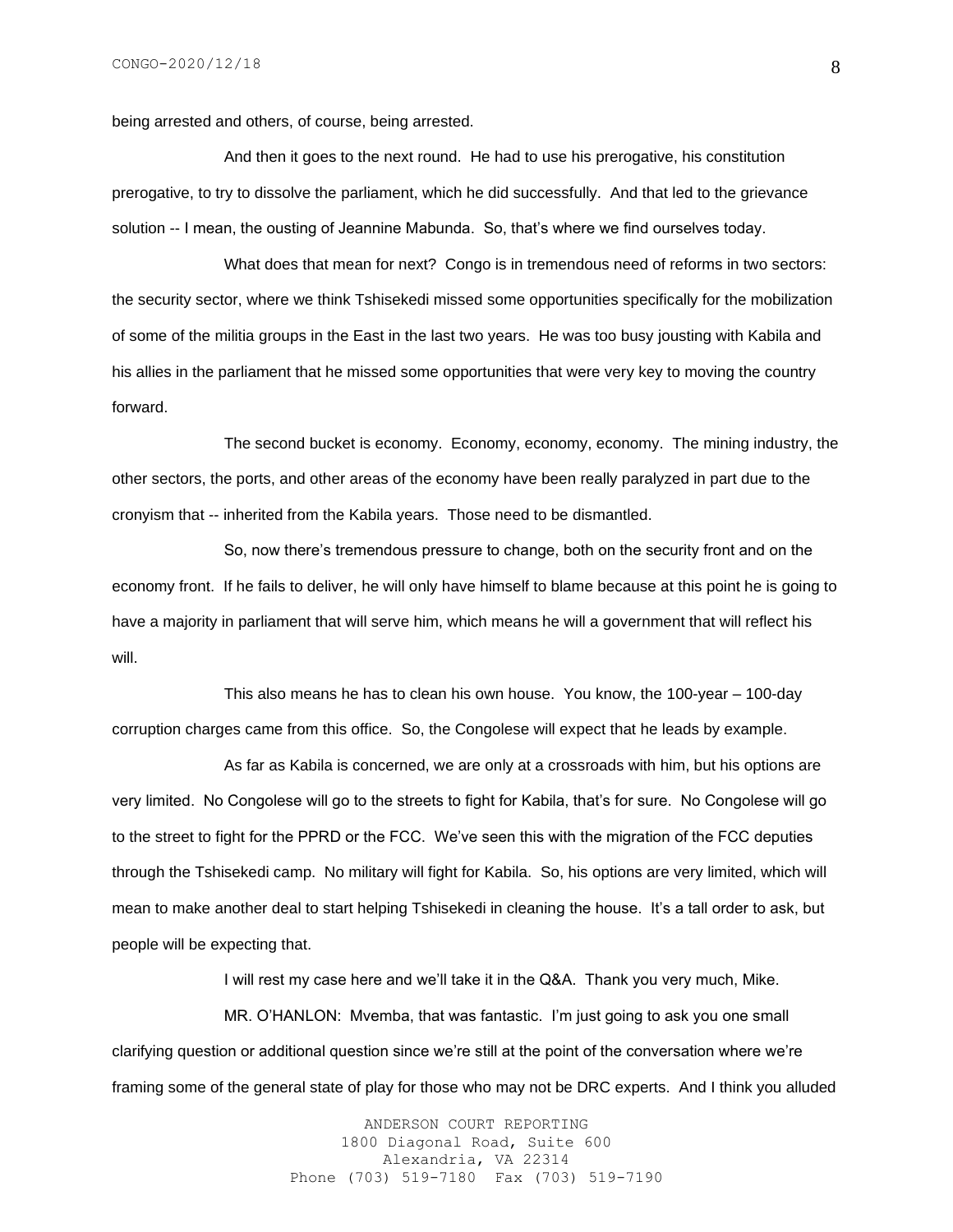being arrested and others, of course, being arrested.

And then it goes to the next round. He had to use his prerogative, his constitution prerogative, to try to dissolve the parliament, which he did successfully. And that led to the grievance solution -- I mean, the ousting of Jeannine Mabunda. So, that's where we find ourselves today.

What does that mean for next? Congo is in tremendous need of reforms in two sectors: the security sector, where we think Tshisekedi missed some opportunities specifically for the mobilization of some of the militia groups in the East in the last two years. He was too busy jousting with Kabila and his allies in the parliament that he missed some opportunities that were very key to moving the country forward.

The second bucket is economy. Economy, economy, economy. The mining industry, the other sectors, the ports, and other areas of the economy have been really paralyzed in part due to the cronyism that -- inherited from the Kabila years. Those need to be dismantled.

So, now there's tremendous pressure to change, both on the security front and on the economy front. If he fails to deliver, he will only have himself to blame because at this point he is going to have a majority in parliament that will serve him, which means he will a government that will reflect his will.

This also means he has to clean his own house. You know, the 100-year – 100-day corruption charges came from this office. So, the Congolese will expect that he leads by example.

As far as Kabila is concerned, we are only at a crossroads with him, but his options are very limited. No Congolese will go to the streets to fight for Kabila, that's for sure. No Congolese will go to the street to fight for the PPRD or the FCC. We've seen this with the migration of the FCC deputies through the Tshisekedi camp. No military will fight for Kabila. So, his options are very limited, which will mean to make another deal to start helping Tshisekedi in cleaning the house. It's a tall order to ask, but people will be expecting that.

I will rest my case here and we'll take it in the Q&A. Thank you very much, Mike.

MR. O'HANLON: Mvemba, that was fantastic. I'm just going to ask you one small clarifying question or additional question since we're still at the point of the conversation where we're framing some of the general state of play for those who may not be DRC experts. And I think you alluded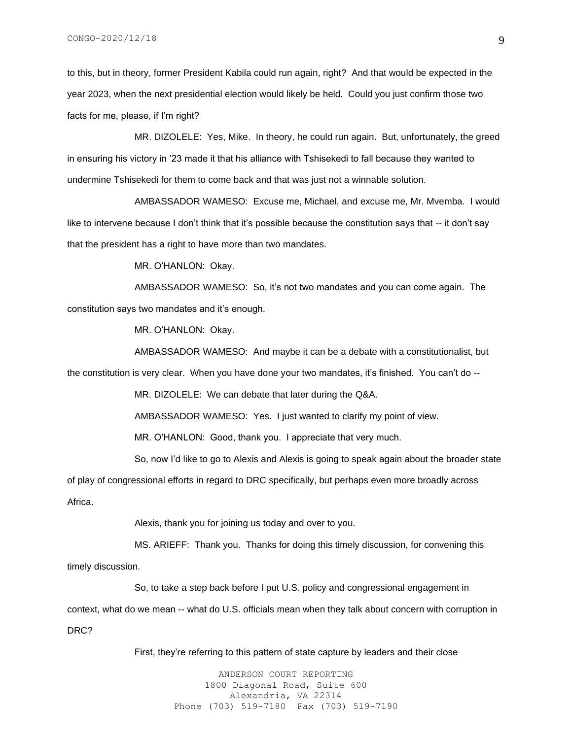to this, but in theory, former President Kabila could run again, right? And that would be expected in the year 2023, when the next presidential election would likely be held. Could you just confirm those two facts for me, please, if I'm right?

MR. DIZOLELE: Yes, Mike. In theory, he could run again. But, unfortunately, the greed in ensuring his victory in '23 made it that his alliance with Tshisekedi to fall because they wanted to undermine Tshisekedi for them to come back and that was just not a winnable solution.

AMBASSADOR WAMESO: Excuse me, Michael, and excuse me, Mr. Mvemba. I would like to intervene because I don't think that it's possible because the constitution says that -- it don't say that the president has a right to have more than two mandates.

MR. O'HANLON: Okay.

AMBASSADOR WAMESO: So, it's not two mandates and you can come again. The constitution says two mandates and it's enough.

MR. O'HANLON: Okay.

AMBASSADOR WAMESO: And maybe it can be a debate with a constitutionalist, but the constitution is very clear. When you have done your two mandates, it's finished. You can't do --

MR. DIZOLELE: We can debate that later during the Q&A.

AMBASSADOR WAMESO: Yes. I just wanted to clarify my point of view.

MR. O'HANLON: Good, thank you. I appreciate that very much.

So, now I'd like to go to Alexis and Alexis is going to speak again about the broader state of play of congressional efforts in regard to DRC specifically, but perhaps even more broadly across Africa.

Alexis, thank you for joining us today and over to you.

MS. ARIEFF: Thank you. Thanks for doing this timely discussion, for convening this timely discussion.

So, to take a step back before I put U.S. policy and congressional engagement in context, what do we mean -- what do U.S. officials mean when they talk about concern with corruption in DRC?

First, they're referring to this pattern of state capture by leaders and their close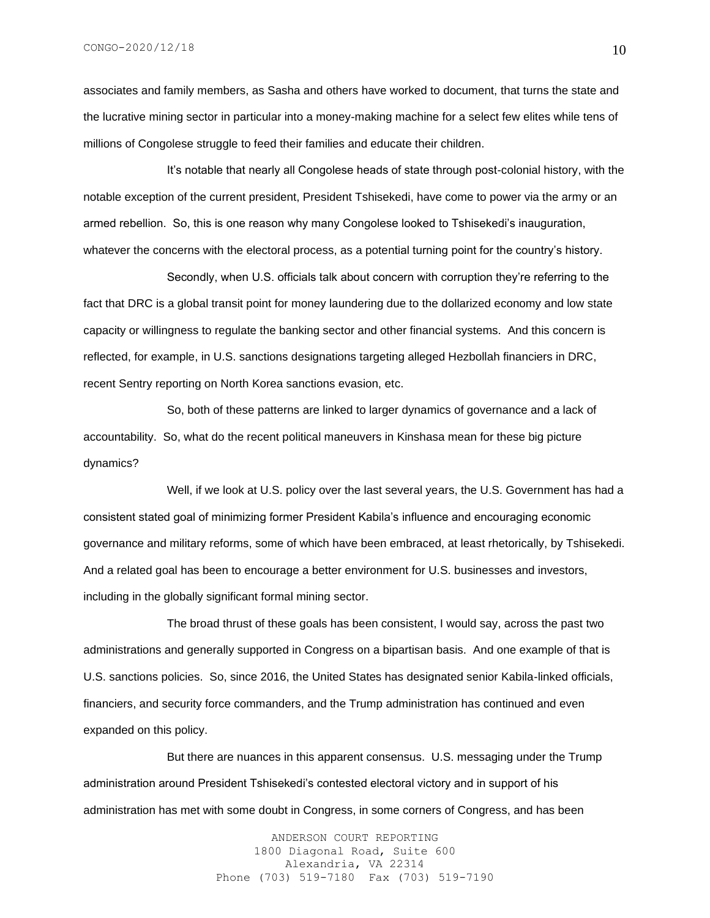associates and family members, as Sasha and others have worked to document, that turns the state and the lucrative mining sector in particular into a money-making machine for a select few elites while tens of millions of Congolese struggle to feed their families and educate their children.

It's notable that nearly all Congolese heads of state through post-colonial history, with the notable exception of the current president, President Tshisekedi, have come to power via the army or an armed rebellion. So, this is one reason why many Congolese looked to Tshisekedi's inauguration, whatever the concerns with the electoral process, as a potential turning point for the country's history.

Secondly, when U.S. officials talk about concern with corruption they're referring to the fact that DRC is a global transit point for money laundering due to the dollarized economy and low state capacity or willingness to regulate the banking sector and other financial systems. And this concern is reflected, for example, in U.S. sanctions designations targeting alleged Hezbollah financiers in DRC, recent Sentry reporting on North Korea sanctions evasion, etc.

So, both of these patterns are linked to larger dynamics of governance and a lack of accountability. So, what do the recent political maneuvers in Kinshasa mean for these big picture dynamics?

Well, if we look at U.S. policy over the last several years, the U.S. Government has had a consistent stated goal of minimizing former President Kabila's influence and encouraging economic governance and military reforms, some of which have been embraced, at least rhetorically, by Tshisekedi. And a related goal has been to encourage a better environment for U.S. businesses and investors, including in the globally significant formal mining sector.

The broad thrust of these goals has been consistent, I would say, across the past two administrations and generally supported in Congress on a bipartisan basis. And one example of that is U.S. sanctions policies. So, since 2016, the United States has designated senior Kabila-linked officials, financiers, and security force commanders, and the Trump administration has continued and even expanded on this policy.

But there are nuances in this apparent consensus. U.S. messaging under the Trump administration around President Tshisekedi's contested electoral victory and in support of his administration has met with some doubt in Congress, in some corners of Congress, and has been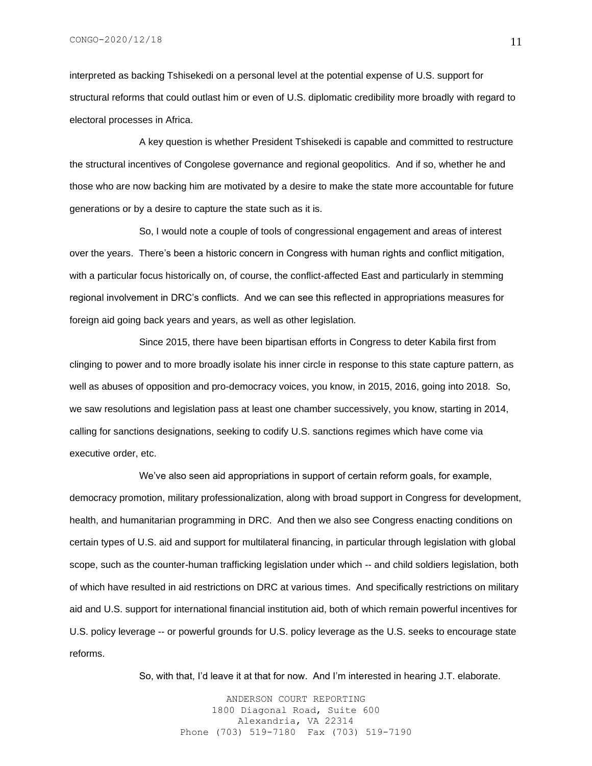interpreted as backing Tshisekedi on a personal level at the potential expense of U.S. support for structural reforms that could outlast him or even of U.S. diplomatic credibility more broadly with regard to electoral processes in Africa.

A key question is whether President Tshisekedi is capable and committed to restructure the structural incentives of Congolese governance and regional geopolitics. And if so, whether he and those who are now backing him are motivated by a desire to make the state more accountable for future generations or by a desire to capture the state such as it is.

So, I would note a couple of tools of congressional engagement and areas of interest over the years. There's been a historic concern in Congress with human rights and conflict mitigation, with a particular focus historically on, of course, the conflict-affected East and particularly in stemming regional involvement in DRC's conflicts. And we can see this reflected in appropriations measures for foreign aid going back years and years, as well as other legislation.

Since 2015, there have been bipartisan efforts in Congress to deter Kabila first from clinging to power and to more broadly isolate his inner circle in response to this state capture pattern, as well as abuses of opposition and pro-democracy voices, you know, in 2015, 2016, going into 2018. So, we saw resolutions and legislation pass at least one chamber successively, you know, starting in 2014, calling for sanctions designations, seeking to codify U.S. sanctions regimes which have come via executive order, etc.

We've also seen aid appropriations in support of certain reform goals, for example, democracy promotion, military professionalization, along with broad support in Congress for development, health, and humanitarian programming in DRC. And then we also see Congress enacting conditions on certain types of U.S. aid and support for multilateral financing, in particular through legislation with global scope, such as the counter-human trafficking legislation under which -- and child soldiers legislation, both of which have resulted in aid restrictions on DRC at various times. And specifically restrictions on military aid and U.S. support for international financial institution aid, both of which remain powerful incentives for U.S. policy leverage -- or powerful grounds for U.S. policy leverage as the U.S. seeks to encourage state reforms.

So, with that, I'd leave it at that for now. And I'm interested in hearing J.T. elaborate.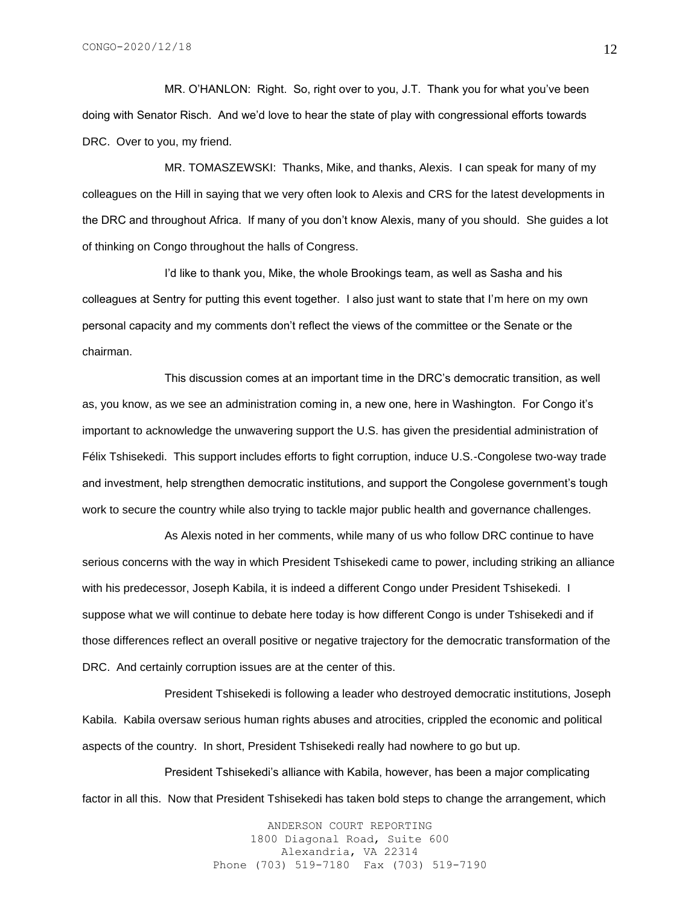MR. O'HANLON: Right. So, right over to you, J.T. Thank you for what you've been doing with Senator Risch. And we'd love to hear the state of play with congressional efforts towards DRC. Over to you, my friend.

MR. TOMASZEWSKI: Thanks, Mike, and thanks, Alexis. I can speak for many of my colleagues on the Hill in saying that we very often look to Alexis and CRS for the latest developments in the DRC and throughout Africa. If many of you don't know Alexis, many of you should. She guides a lot of thinking on Congo throughout the halls of Congress.

I'd like to thank you, Mike, the whole Brookings team, as well as Sasha and his colleagues at Sentry for putting this event together. I also just want to state that I'm here on my own personal capacity and my comments don't reflect the views of the committee or the Senate or the chairman.

This discussion comes at an important time in the DRC's democratic transition, as well as, you know, as we see an administration coming in, a new one, here in Washington. For Congo it's important to acknowledge the unwavering support the U.S. has given the presidential administration of Félix Tshisekedi. This support includes efforts to fight corruption, induce U.S.-Congolese two-way trade and investment, help strengthen democratic institutions, and support the Congolese government's tough work to secure the country while also trying to tackle major public health and governance challenges.

As Alexis noted in her comments, while many of us who follow DRC continue to have serious concerns with the way in which President Tshisekedi came to power, including striking an alliance with his predecessor, Joseph Kabila, it is indeed a different Congo under President Tshisekedi. I suppose what we will continue to debate here today is how different Congo is under Tshisekedi and if those differences reflect an overall positive or negative trajectory for the democratic transformation of the DRC. And certainly corruption issues are at the center of this.

President Tshisekedi is following a leader who destroyed democratic institutions, Joseph Kabila. Kabila oversaw serious human rights abuses and atrocities, crippled the economic and political aspects of the country. In short, President Tshisekedi really had nowhere to go but up.

President Tshisekedi's alliance with Kabila, however, has been a major complicating factor in all this. Now that President Tshisekedi has taken bold steps to change the arrangement, which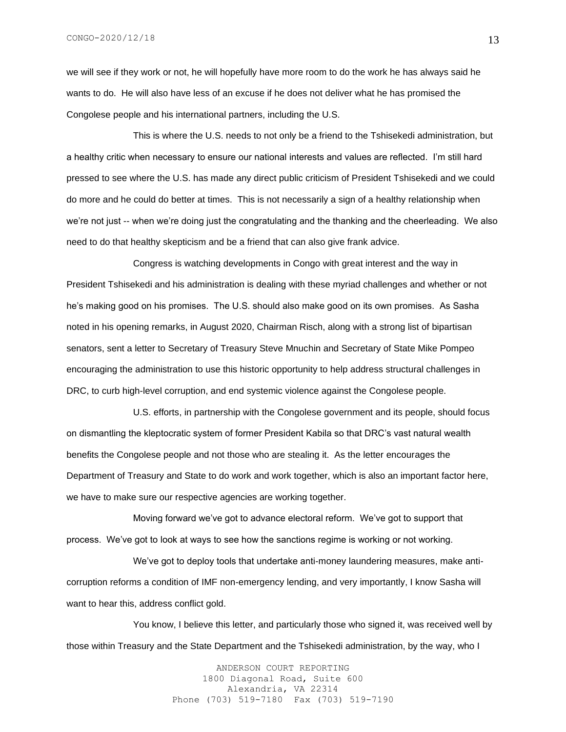we will see if they work or not, he will hopefully have more room to do the work he has always said he wants to do. He will also have less of an excuse if he does not deliver what he has promised the Congolese people and his international partners, including the U.S.

This is where the U.S. needs to not only be a friend to the Tshisekedi administration, but a healthy critic when necessary to ensure our national interests and values are reflected. I'm still hard pressed to see where the U.S. has made any direct public criticism of President Tshisekedi and we could do more and he could do better at times. This is not necessarily a sign of a healthy relationship when we're not just -- when we're doing just the congratulating and the thanking and the cheerleading. We also need to do that healthy skepticism and be a friend that can also give frank advice.

Congress is watching developments in Congo with great interest and the way in President Tshisekedi and his administration is dealing with these myriad challenges and whether or not he's making good on his promises. The U.S. should also make good on its own promises. As Sasha noted in his opening remarks, in August 2020, Chairman Risch, along with a strong list of bipartisan senators, sent a letter to Secretary of Treasury Steve Mnuchin and Secretary of State Mike Pompeo encouraging the administration to use this historic opportunity to help address structural challenges in DRC, to curb high-level corruption, and end systemic violence against the Congolese people.

U.S. efforts, in partnership with the Congolese government and its people, should focus on dismantling the kleptocratic system of former President Kabila so that DRC's vast natural wealth benefits the Congolese people and not those who are stealing it. As the letter encourages the Department of Treasury and State to do work and work together, which is also an important factor here, we have to make sure our respective agencies are working together.

Moving forward we've got to advance electoral reform. We've got to support that process. We've got to look at ways to see how the sanctions regime is working or not working.

We've got to deploy tools that undertake anti-money laundering measures, make anti-corruption reforms a condition of IMF non-emergency lending, and very importantly, I know Sasha will want to hear this, address conflict gold.

You know, I believe this letter, and particularly those who signed it, was received well by those within Treasury and the State Department and the Tshisekedi administration, by the way, who I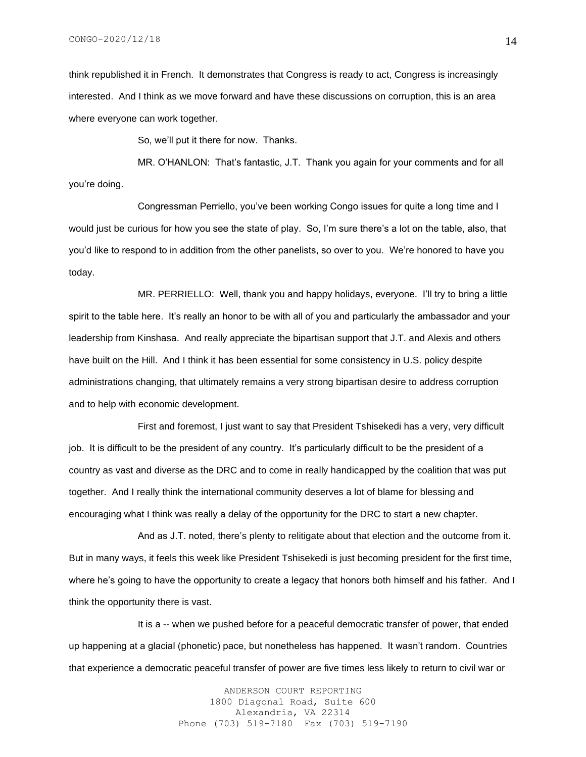think republished it in French. It demonstrates that Congress is ready to act, Congress is increasingly interested. And I think as we move forward and have these discussions on corruption, this is an area where everyone can work together.

So, we'll put it there for now. Thanks.

MR. O'HANLON: That's fantastic, J.T. Thank you again for your comments and for all you're doing.

Congressman Perriello, you've been working Congo issues for quite a long time and I would just be curious for how you see the state of play. So, I'm sure there's a lot on the table, also, that you'd like to respond to in addition from the other panelists, so over to you. We're honored to have you today.

MR. PERRIELLO: Well, thank you and happy holidays, everyone. I'll try to bring a little spirit to the table here. It's really an honor to be with all of you and particularly the ambassador and your leadership from Kinshasa. And really appreciate the bipartisan support that J.T. and Alexis and others have built on the Hill. And I think it has been essential for some consistency in U.S. policy despite administrations changing, that ultimately remains a very strong bipartisan desire to address corruption and to help with economic development.

First and foremost, I just want to say that President Tshisekedi has a very, very difficult job. It is difficult to be the president of any country. It's particularly difficult to be the president of a country as vast and diverse as the DRC and to come in really handicapped by the coalition that was put together. And I really think the international community deserves a lot of blame for blessing and encouraging what I think was really a delay of the opportunity for the DRC to start a new chapter.

And as J.T. noted, there's plenty to relitigate about that election and the outcome from it. But in many ways, it feels this week like President Tshisekedi is just becoming president for the first time, where he's going to have the opportunity to create a legacy that honors both himself and his father. And I think the opportunity there is vast.

It is a -- when we pushed before for a peaceful democratic transfer of power, that ended up happening at a glacial (phonetic) pace, but nonetheless has happened. It wasn't random. Countries that experience a democratic peaceful transfer of power are five times less likely to return to civil war or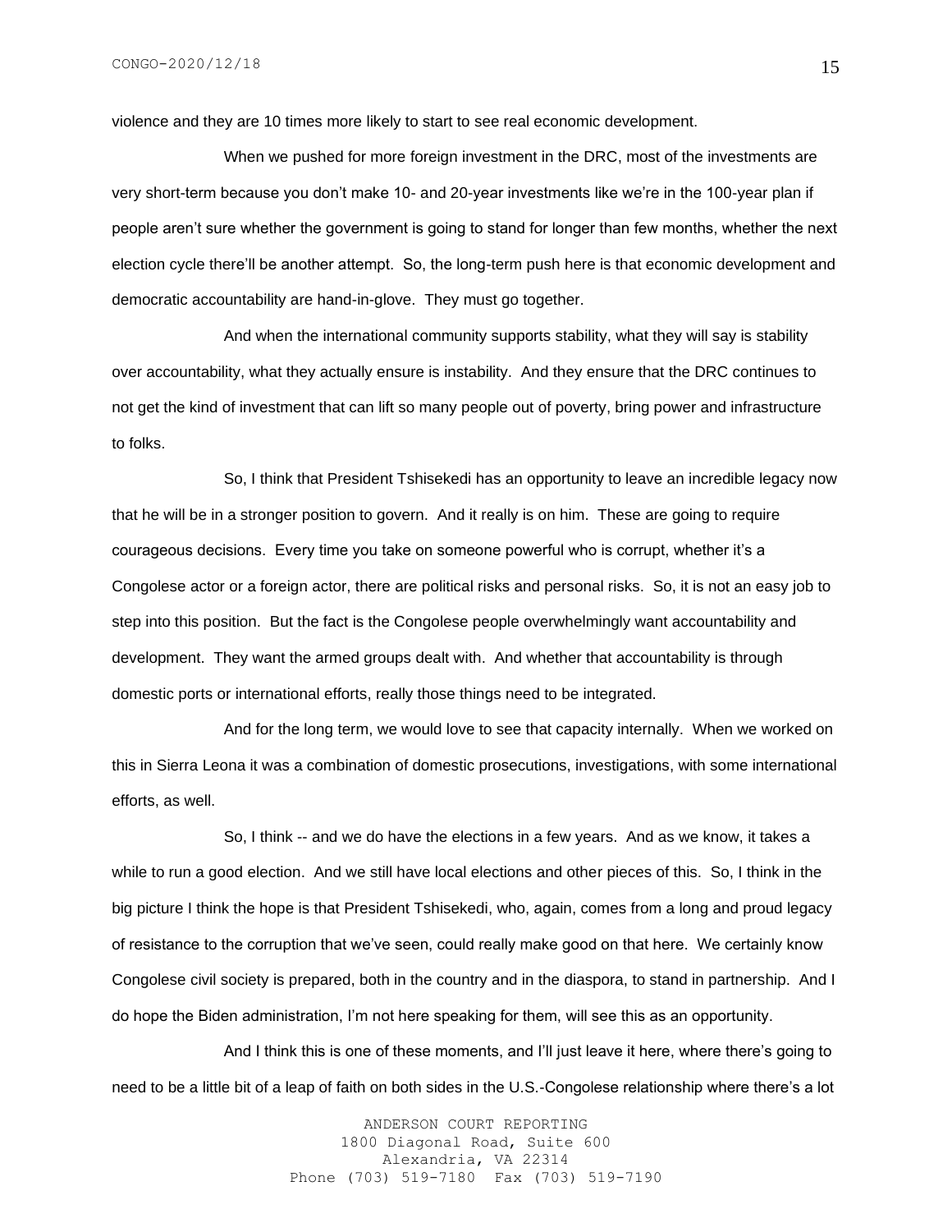violence and they are 10 times more likely to start to see real economic development.

When we pushed for more foreign investment in the DRC, most of the investments are very short-term because you don't make 10- and 20-year investments like we're in the 100-year plan if people aren't sure whether the government is going to stand for longer than few months, whether the next election cycle there'll be another attempt. So, the long-term push here is that economic development and democratic accountability are hand-in-glove. They must go together.

And when the international community supports stability, what they will say is stability over accountability, what they actually ensure is instability. And they ensure that the DRC continues to not get the kind of investment that can lift so many people out of poverty, bring power and infrastructure to folks.

So, I think that President Tshisekedi has an opportunity to leave an incredible legacy now that he will be in a stronger position to govern. And it really is on him. These are going to require courageous decisions. Every time you take on someone powerful who is corrupt, whether it's a Congolese actor or a foreign actor, there are political risks and personal risks. So, it is not an easy job to step into this position. But the fact is the Congolese people overwhelmingly want accountability and development. They want the armed groups dealt with. And whether that accountability is through domestic ports or international efforts, really those things need to be integrated.

And for the long term, we would love to see that capacity internally. When we worked on this in Sierra Leona it was a combination of domestic prosecutions, investigations, with some international efforts, as well.

So, I think -- and we do have the elections in a few years. And as we know, it takes a while to run a good election. And we still have local elections and other pieces of this. So, I think in the big picture I think the hope is that President Tshisekedi, who, again, comes from a long and proud legacy of resistance to the corruption that we've seen, could really make good on that here. We certainly know Congolese civil society is prepared, both in the country and in the diaspora, to stand in partnership. And I do hope the Biden administration, I'm not here speaking for them, will see this as an opportunity.

And I think this is one of these moments, and I'll just leave it here, where there's going to need to be a little bit of a leap of faith on both sides in the U.S.-Congolese relationship where there's a lot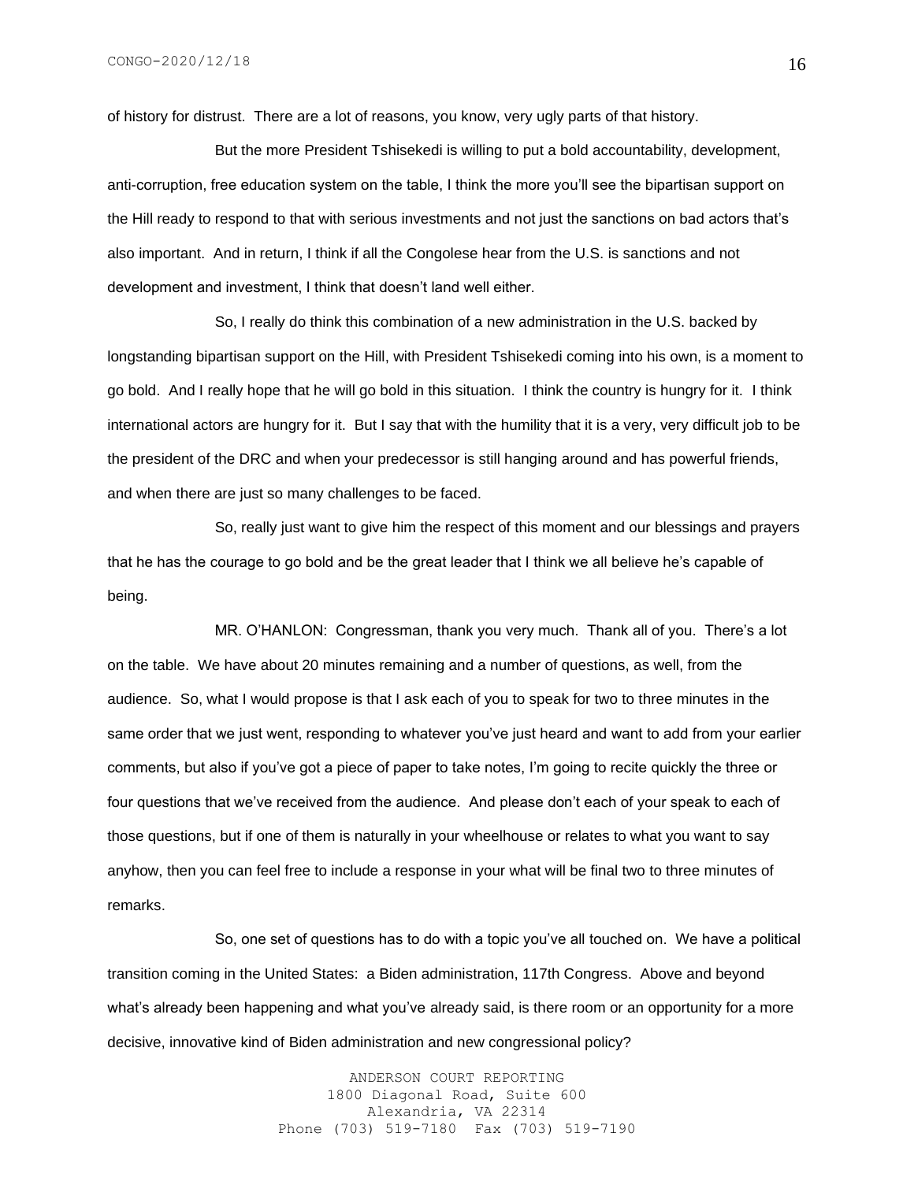of history for distrust. There are a lot of reasons, you know, very ugly parts of that history.

But the more President Tshisekedi is willing to put a bold accountability, development, anti-corruption, free education system on the table, I think the more you'll see the bipartisan support on the Hill ready to respond to that with serious investments and not just the sanctions on bad actors that's also important. And in return, I think if all the Congolese hear from the U.S. is sanctions and not development and investment, I think that doesn't land well either.

So, I really do think this combination of a new administration in the U.S. backed by longstanding bipartisan support on the Hill, with President Tshisekedi coming into his own, is a moment to go bold. And I really hope that he will go bold in this situation. I think the country is hungry for it. I think international actors are hungry for it. But I say that with the humility that it is a very, very difficult job to be the president of the DRC and when your predecessor is still hanging around and has powerful friends, and when there are just so many challenges to be faced.

So, really just want to give him the respect of this moment and our blessings and prayers that he has the courage to go bold and be the great leader that I think we all believe he's capable of being.

MR. O'HANLON: Congressman, thank you very much. Thank all of you. There's a lot on the table. We have about 20 minutes remaining and a number of questions, as well, from the audience. So, what I would propose is that I ask each of you to speak for two to three minutes in the same order that we just went, responding to whatever you've just heard and want to add from your earlier comments, but also if you've got a piece of paper to take notes, I'm going to recite quickly the three or four questions that we've received from the audience. And please don't each of your speak to each of those questions, but if one of them is naturally in your wheelhouse or relates to what you want to say anyhow, then you can feel free to include a response in your what will be final two to three minutes of remarks.

So, one set of questions has to do with a topic you've all touched on. We have a political transition coming in the United States: a Biden administration, 117th Congress. Above and beyond what's already been happening and what you've already said, is there room or an opportunity for a more decisive, innovative kind of Biden administration and new congressional policy?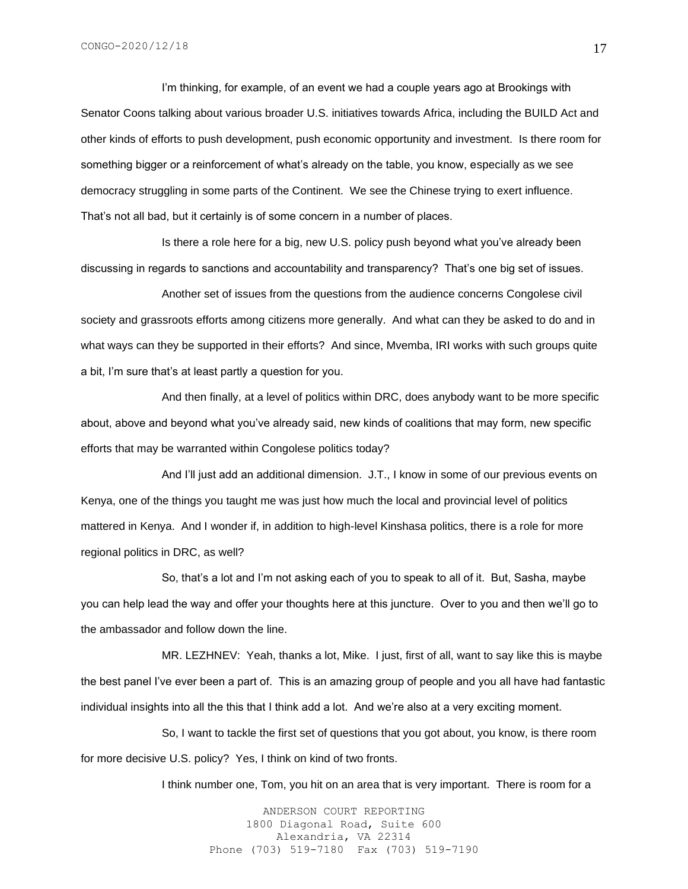I'm thinking, for example, of an event we had a couple years ago at Brookings with Senator Coons talking about various broader U.S. initiatives towards Africa, including the BUILD Act and other kinds of efforts to push development, push economic opportunity and investment. Is there room for something bigger or a reinforcement of what's already on the table, you know, especially as we see democracy struggling in some parts of the Continent. We see the Chinese trying to exert influence. That's not all bad, but it certainly is of some concern in a number of places.

Is there a role here for a big, new U.S. policy push beyond what you've already been discussing in regards to sanctions and accountability and transparency? That's one big set of issues.

Another set of issues from the questions from the audience concerns Congolese civil society and grassroots efforts among citizens more generally. And what can they be asked to do and in what ways can they be supported in their efforts? And since, Mvemba, IRI works with such groups quite a bit, I'm sure that's at least partly a question for you.

And then finally, at a level of politics within DRC, does anybody want to be more specific about, above and beyond what you've already said, new kinds of coalitions that may form, new specific efforts that may be warranted within Congolese politics today?

And I'll just add an additional dimension. J.T., I know in some of our previous events on Kenya, one of the things you taught me was just how much the local and provincial level of politics mattered in Kenya. And I wonder if, in addition to high-level Kinshasa politics, there is a role for more regional politics in DRC, as well?

So, that's a lot and I'm not asking each of you to speak to all of it. But, Sasha, maybe you can help lead the way and offer your thoughts here at this juncture. Over to you and then we'll go to the ambassador and follow down the line.

MR. LEZHNEV: Yeah, thanks a lot, Mike. I just, first of all, want to say like this is maybe the best panel I've ever been a part of. This is an amazing group of people and you all have had fantastic individual insights into all the this that I think add a lot. And we're also at a very exciting moment.

So, I want to tackle the first set of questions that you got about, you know, is there room for more decisive U.S. policy? Yes, I think on kind of two fronts.

I think number one, Tom, you hit on an area that is very important. There is room for a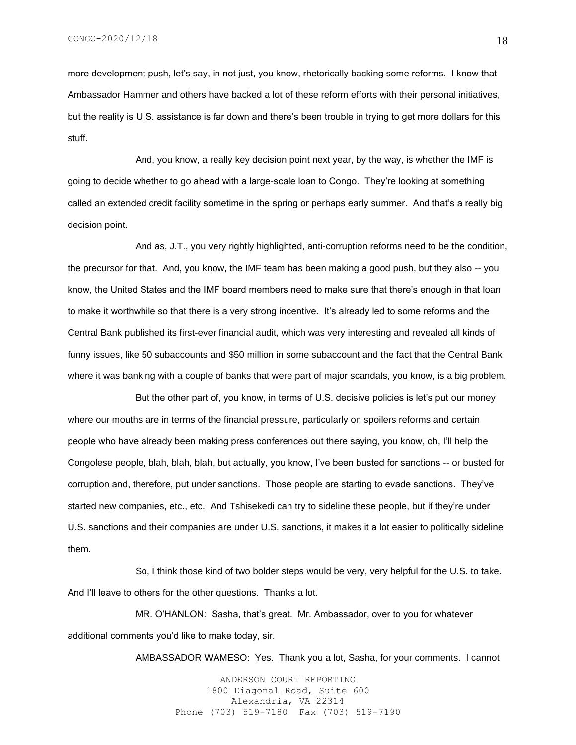more development push, let's say, in not just, you know, rhetorically backing some reforms. I know that Ambassador Hammer and others have backed a lot of these reform efforts with their personal initiatives, but the reality is U.S. assistance is far down and there's been trouble in trying to get more dollars for this stuff.

And, you know, a really key decision point next year, by the way, is whether the IMF is going to decide whether to go ahead with a large-scale loan to Congo. They're looking at something called an extended credit facility sometime in the spring or perhaps early summer. And that's a really big decision point.

And as, J.T., you very rightly highlighted, anti-corruption reforms need to be the condition, the precursor for that. And, you know, the IMF team has been making a good push, but they also -- you know, the United States and the IMF board members need to make sure that there's enough in that loan to make it worthwhile so that there is a very strong incentive. It's already led to some reforms and the Central Bank published its first-ever financial audit, which was very interesting and revealed all kinds of funny issues, like 50 subaccounts and $50 million in some subaccount and the fact that the Central Bank where it was banking with a couple of banks that were part of major scandals, you know, is a big problem.

But the other part of, you know, in terms of U.S. decisive policies is let's put our money where our mouths are in terms of the financial pressure, particularly on spoilers reforms and certain people who have already been making press conferences out there saying, you know, oh, I'll help the Congolese people, blah, blah, blah, but actually, you know, I've been busted for sanctions -- or busted for corruption and, therefore, put under sanctions. Those people are starting to evade sanctions. They've started new companies, etc., etc. And Tshisekedi can try to sideline these people, but if they're under U.S. sanctions and their companies are under U.S. sanctions, it makes it a lot easier to politically sideline them.

So, I think those kind of two bolder steps would be very, very helpful for the U.S. to take. And I'll leave to others for the other questions. Thanks a lot.

MR. O'HANLON: Sasha, that's great. Mr. Ambassador, over to you for whatever additional comments you'd like to make today, sir.

AMBASSADOR WAMESO: Yes. Thank you a lot, Sasha, for your comments. I cannot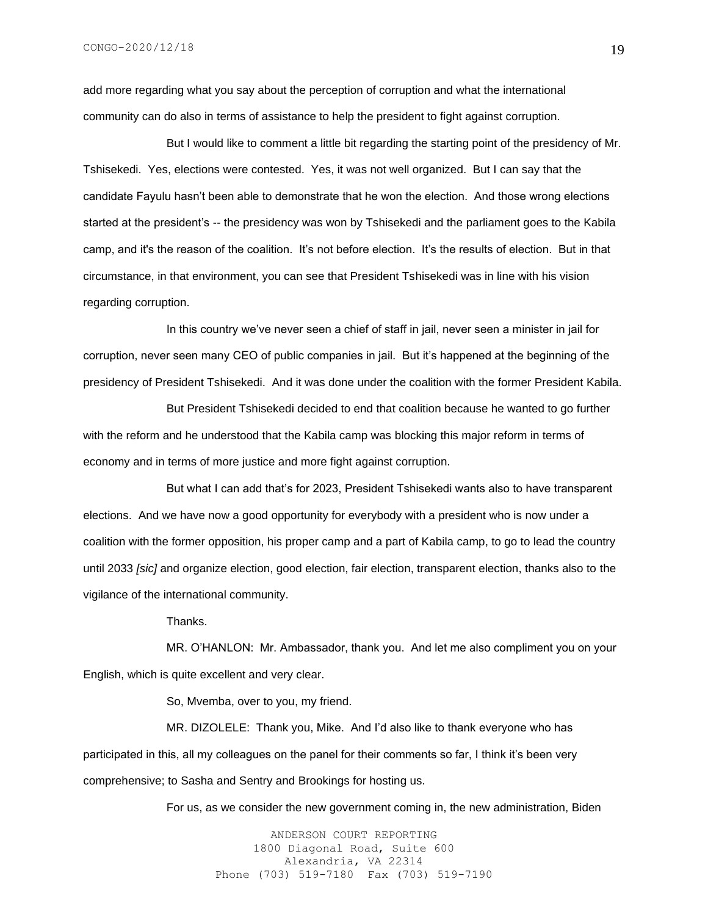add more regarding what you say about the perception of corruption and what the international community can do also in terms of assistance to help the president to fight against corruption.

But I would like to comment a little bit regarding the starting point of the presidency of Mr. Tshisekedi. Yes, elections were contested. Yes, it was not well organized. But I can say that the candidate Fayulu hasn't been able to demonstrate that he won the election. And those wrong elections started at the president's -- the presidency was won by Tshisekedi and the parliament goes to the Kabila camp, and it's the reason of the coalition. It's not before election. It's the results of election. But in that circumstance, in that environment, you can see that President Tshisekedi was in line with his vision regarding corruption.

In this country we've never seen a chief of staff in jail, never seen a minister in jail for corruption, never seen many CEO of public companies in jail. But it's happened at the beginning of the presidency of President Tshisekedi. And it was done under the coalition with the former President Kabila.

But President Tshisekedi decided to end that coalition because he wanted to go further with the reform and he understood that the Kabila camp was blocking this major reform in terms of economy and in terms of more justice and more fight against corruption.

But what I can add that's for 2023, President Tshisekedi wants also to have transparent elections. And we have now a good opportunity for everybody with a president who is now under a coalition with the former opposition, his proper camp and a part of Kabila camp, to go to lead the country until 2033 *[sic]* and organize election, good election, fair election, transparent election, thanks also to the vigilance of the international community.

Thanks.

MR. O'HANLON: Mr. Ambassador, thank you. And let me also compliment you on your English, which is quite excellent and very clear.

So, Mvemba, over to you, my friend.

MR. DIZOLELE: Thank you, Mike. And I'd also like to thank everyone who has participated in this, all my colleagues on the panel for their comments so far, I think it's been very comprehensive; to Sasha and Sentry and Brookings for hosting us.

For us, as we consider the new government coming in, the new administration, Biden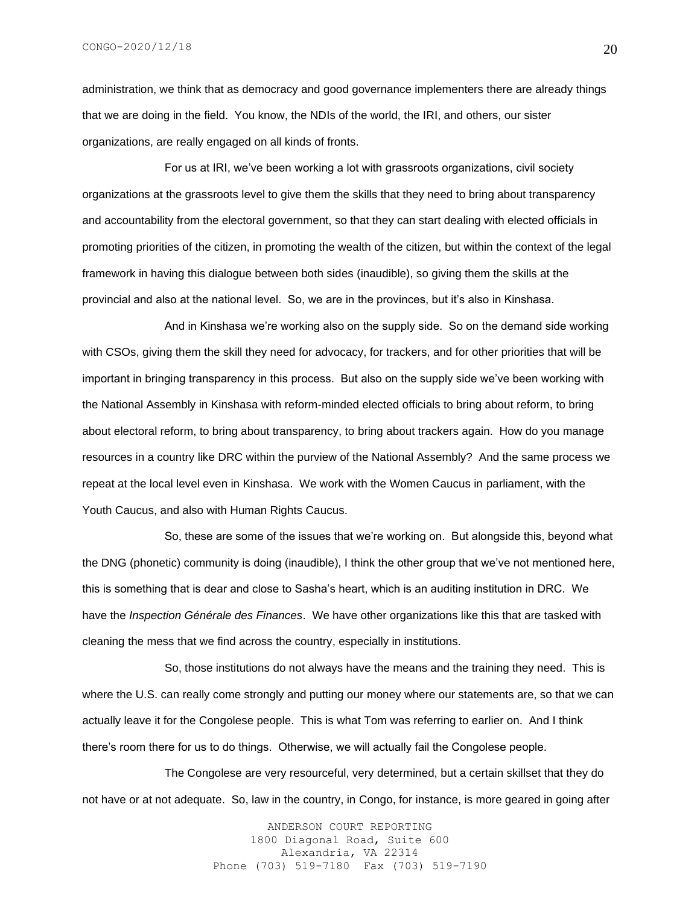administration, we think that as democracy and good governance implementers there are already things that we are doing in the field. You know, the NDIs of the world, the IRI, and others, our sister organizations, are really engaged on all kinds of fronts.

For us at IRI, we've been working a lot with grassroots organizations, civil society organizations at the grassroots level to give them the skills that they need to bring about transparency and accountability from the electoral government, so that they can start dealing with elected officials in promoting priorities of the citizen, in promoting the wealth of the citizen, but within the context of the legal framework in having this dialogue between both sides (inaudible), so giving them the skills at the provincial and also at the national level. So, we are in the provinces, but it's also in Kinshasa.

And in Kinshasa we're working also on the supply side. So on the demand side working with CSOs, giving them the skill they need for advocacy, for trackers, and for other priorities that will be important in bringing transparency in this process. But also on the supply side we've been working with the National Assembly in Kinshasa with reform-minded elected officials to bring about reform, to bring about electoral reform, to bring about transparency, to bring about trackers again. How do you manage resources in a country like DRC within the purview of the National Assembly? And the same process we repeat at the local level even in Kinshasa. We work with the Women Caucus in parliament, with the Youth Caucus, and also with Human Rights Caucus.

So, these are some of the issues that we're working on. But alongside this, beyond what the DNG (phonetic) community is doing (inaudible), I think the other group that we've not mentioned here, this is something that is dear and close to Sasha's heart, which is an auditing institution in DRC. We have the *Inspection Générale des Finances*. We have other organizations like this that are tasked with cleaning the mess that we find across the country, especially in institutions.

So, those institutions do not always have the means and the training they need. This is where the U.S. can really come strongly and putting our money where our statements are, so that we can actually leave it for the Congolese people. This is what Tom was referring to earlier on. And I think there's room there for us to do things. Otherwise, we will actually fail the Congolese people.

The Congolese are very resourceful, very determined, but a certain skillset that they do not have or at not adequate. So, law in the country, in Congo, for instance, is more geared in going after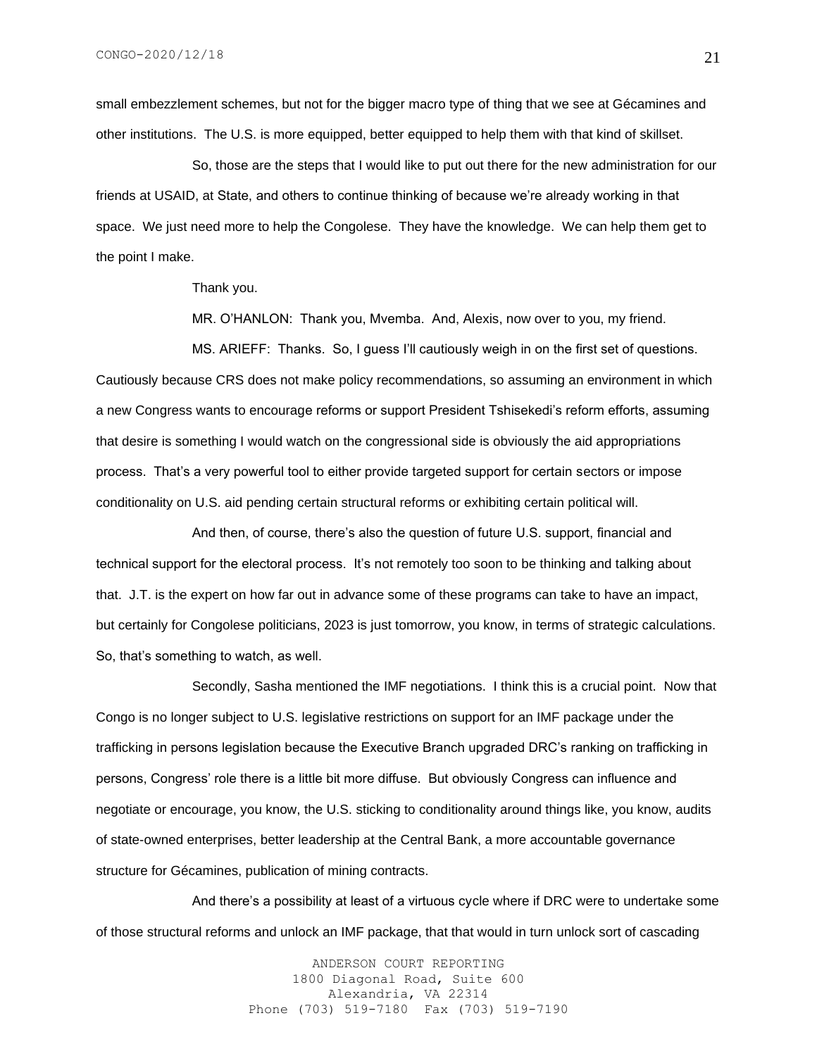small embezzlement schemes, but not for the bigger macro type of thing that we see at Gécamines and other institutions. The U.S. is more equipped, better equipped to help them with that kind of skillset.

So, those are the steps that I would like to put out there for the new administration for our friends at USAID, at State, and others to continue thinking of because we're already working in that space. We just need more to help the Congolese. They have the knowledge. We can help them get to the point I make.

Thank you.

MR. O'HANLON: Thank you, Mvemba. And, Alexis, now over to you, my friend.

MS. ARIEFF: Thanks. So, I guess I'll cautiously weigh in on the first set of questions. Cautiously because CRS does not make policy recommendations, so assuming an environment in which a new Congress wants to encourage reforms or support President Tshisekedi's reform efforts, assuming that desire is something I would watch on the congressional side is obviously the aid appropriations process. That's a very powerful tool to either provide targeted support for certain sectors or impose conditionality on U.S. aid pending certain structural reforms or exhibiting certain political will.

And then, of course, there's also the question of future U.S. support, financial and technical support for the electoral process. It's not remotely too soon to be thinking and talking about that. J.T. is the expert on how far out in advance some of these programs can take to have an impact, but certainly for Congolese politicians, 2023 is just tomorrow, you know, in terms of strategic calculations. So, that's something to watch, as well.

Secondly, Sasha mentioned the IMF negotiations. I think this is a crucial point. Now that Congo is no longer subject to U.S. legislative restrictions on support for an IMF package under the trafficking in persons legislation because the Executive Branch upgraded DRC's ranking on trafficking in persons, Congress' role there is a little bit more diffuse. But obviously Congress can influence and negotiate or encourage, you know, the U.S. sticking to conditionality around things like, you know, audits of state-owned enterprises, better leadership at the Central Bank, a more accountable governance structure for Gécamines, publication of mining contracts.

And there's a possibility at least of a virtuous cycle where if DRC were to undertake some of those structural reforms and unlock an IMF package, that that would in turn unlock sort of cascading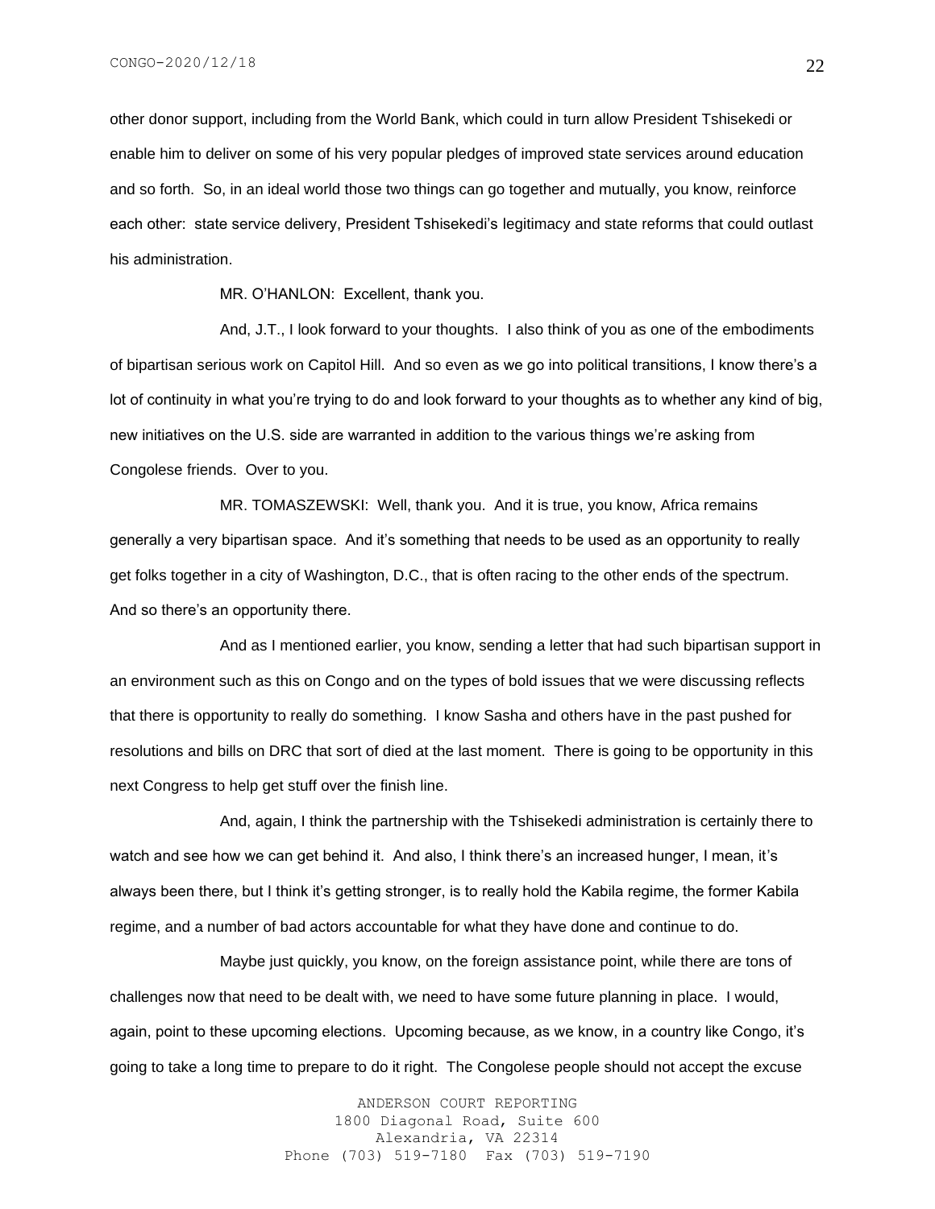other donor support, including from the World Bank, which could in turn allow President Tshisekedi or enable him to deliver on some of his very popular pledges of improved state services around education and so forth. So, in an ideal world those two things can go together and mutually, you know, reinforce each other: state service delivery, President Tshisekedi's legitimacy and state reforms that could outlast his administration.

MR. O'HANLON: Excellent, thank you.

And, J.T., I look forward to your thoughts. I also think of you as one of the embodiments of bipartisan serious work on Capitol Hill. And so even as we go into political transitions, I know there's a lot of continuity in what you're trying to do and look forward to your thoughts as to whether any kind of big, new initiatives on the U.S. side are warranted in addition to the various things we're asking from Congolese friends. Over to you.

MR. TOMASZEWSKI: Well, thank you. And it is true, you know, Africa remains generally a very bipartisan space. And it's something that needs to be used as an opportunity to really get folks together in a city of Washington, D.C., that is often racing to the other ends of the spectrum. And so there's an opportunity there.

And as I mentioned earlier, you know, sending a letter that had such bipartisan support in an environment such as this on Congo and on the types of bold issues that we were discussing reflects that there is opportunity to really do something. I know Sasha and others have in the past pushed for resolutions and bills on DRC that sort of died at the last moment. There is going to be opportunity in this next Congress to help get stuff over the finish line.

And, again, I think the partnership with the Tshisekedi administration is certainly there to watch and see how we can get behind it. And also, I think there's an increased hunger, I mean, it's always been there, but I think it's getting stronger, is to really hold the Kabila regime, the former Kabila regime, and a number of bad actors accountable for what they have done and continue to do.

Maybe just quickly, you know, on the foreign assistance point, while there are tons of challenges now that need to be dealt with, we need to have some future planning in place. I would, again, point to these upcoming elections. Upcoming because, as we know, in a country like Congo, it's going to take a long time to prepare to do it right. The Congolese people should not accept the excuse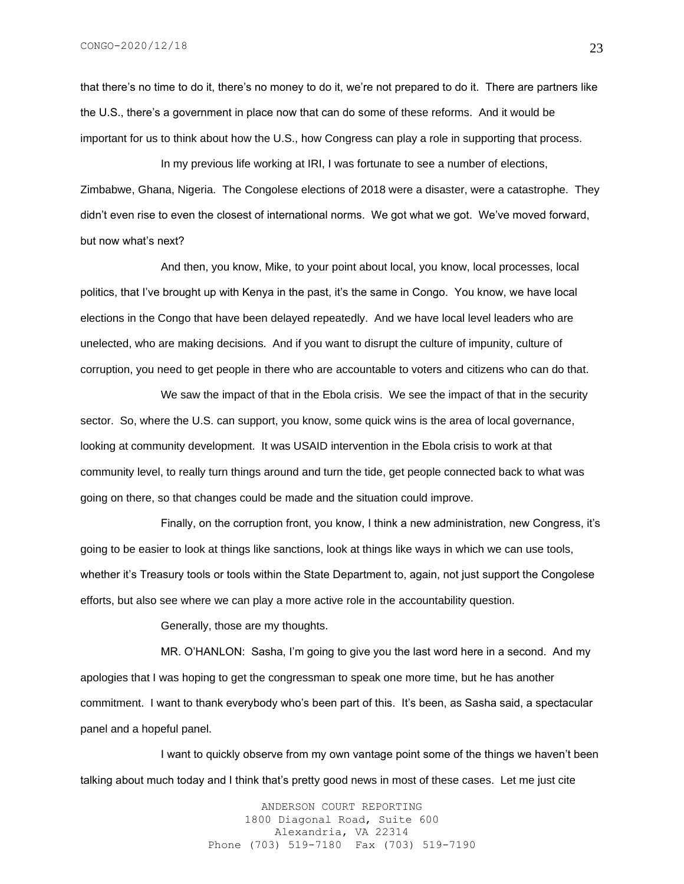that there's no time to do it, there's no money to do it, we're not prepared to do it. There are partners like the U.S., there's a government in place now that can do some of these reforms. And it would be important for us to think about how the U.S., how Congress can play a role in supporting that process.

In my previous life working at IRI, I was fortunate to see a number of elections, Zimbabwe, Ghana, Nigeria. The Congolese elections of 2018 were a disaster, were a catastrophe. They didn't even rise to even the closest of international norms. We got what we got. We've moved forward, but now what's next?

And then, you know, Mike, to your point about local, you know, local processes, local politics, that I've brought up with Kenya in the past, it's the same in Congo. You know, we have local elections in the Congo that have been delayed repeatedly. And we have local level leaders who are unelected, who are making decisions. And if you want to disrupt the culture of impunity, culture of corruption, you need to get people in there who are accountable to voters and citizens who can do that.

We saw the impact of that in the Ebola crisis. We see the impact of that in the security sector. So, where the U.S. can support, you know, some quick wins is the area of local governance, looking at community development. It was USAID intervention in the Ebola crisis to work at that community level, to really turn things around and turn the tide, get people connected back to what was going on there, so that changes could be made and the situation could improve.

Finally, on the corruption front, you know, I think a new administration, new Congress, it's going to be easier to look at things like sanctions, look at things like ways in which we can use tools, whether it's Treasury tools or tools within the State Department to, again, not just support the Congolese efforts, but also see where we can play a more active role in the accountability question.

Generally, those are my thoughts.

MR. O'HANLON: Sasha, I'm going to give you the last word here in a second. And my apologies that I was hoping to get the congressman to speak one more time, but he has another commitment. I want to thank everybody who's been part of this. It's been, as Sasha said, a spectacular panel and a hopeful panel.

I want to quickly observe from my own vantage point some of the things we haven't been talking about much today and I think that's pretty good news in most of these cases. Let me just cite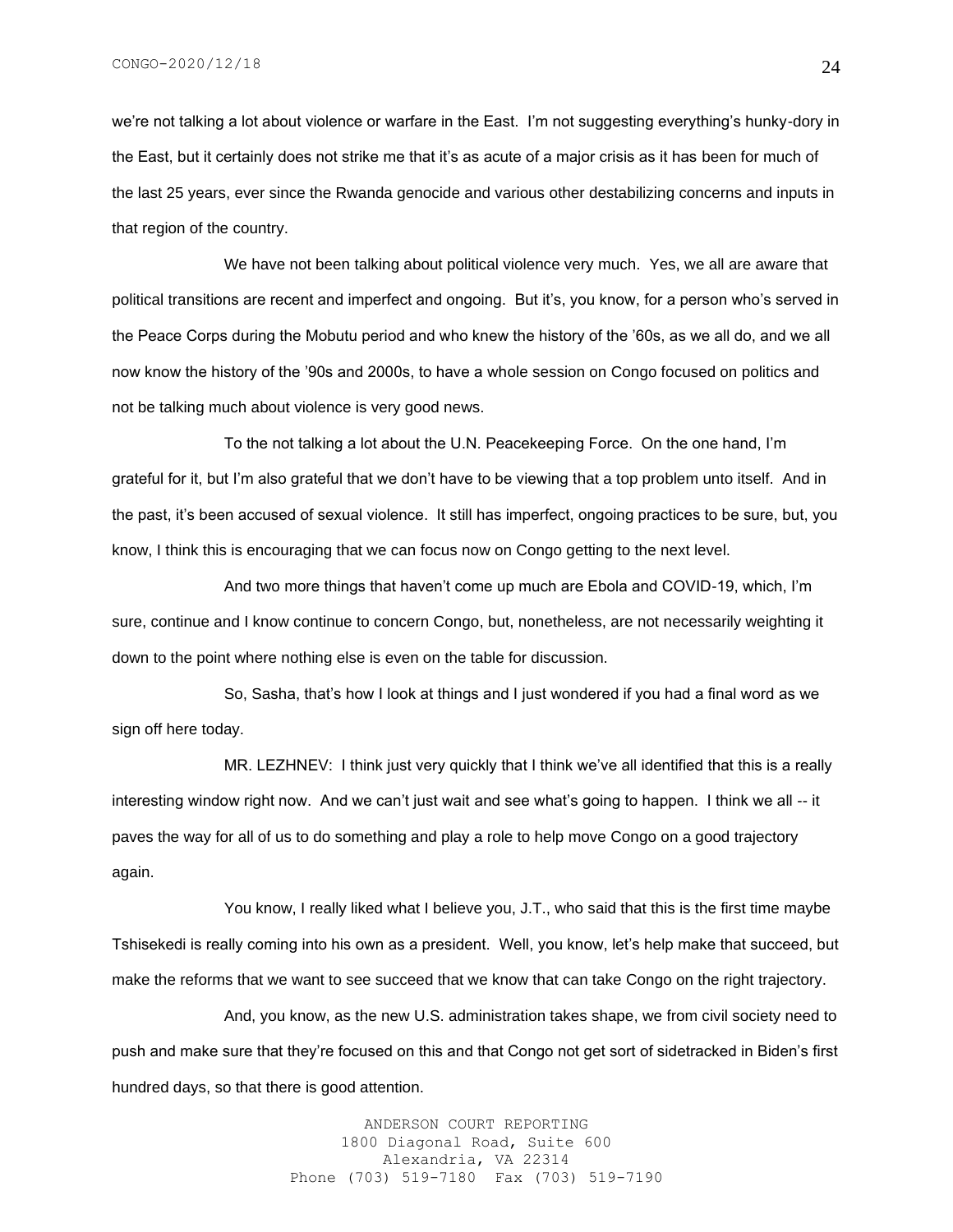we're not talking a lot about violence or warfare in the East. I'm not suggesting everything's hunky-dory in the East, but it certainly does not strike me that it's as acute of a major crisis as it has been for much of the last 25 years, ever since the Rwanda genocide and various other destabilizing concerns and inputs in that region of the country.

We have not been talking about political violence very much. Yes, we all are aware that political transitions are recent and imperfect and ongoing. But it's, you know, for a person who's served in the Peace Corps during the Mobutu period and who knew the history of the '60s, as we all do, and we all now know the history of the '90s and 2000s, to have a whole session on Congo focused on politics and not be talking much about violence is very good news.

To the not talking a lot about the U.N. Peacekeeping Force. On the one hand, I'm grateful for it, but I'm also grateful that we don't have to be viewing that a top problem unto itself. And in the past, it's been accused of sexual violence. It still has imperfect, ongoing practices to be sure, but, you know, I think this is encouraging that we can focus now on Congo getting to the next level.

And two more things that haven't come up much are Ebola and COVID-19, which, I'm sure, continue and I know continue to concern Congo, but, nonetheless, are not necessarily weighting it down to the point where nothing else is even on the table for discussion.

So, Sasha, that's how I look at things and I just wondered if you had a final word as we sign off here today.

MR. LEZHNEV: I think just very quickly that I think we've all identified that this is a really interesting window right now. And we can't just wait and see what's going to happen. I think we all -- it paves the way for all of us to do something and play a role to help move Congo on a good trajectory again.

You know, I really liked what I believe you, J.T., who said that this is the first time maybe Tshisekedi is really coming into his own as a president. Well, you know, let's help make that succeed, but make the reforms that we want to see succeed that we know that can take Congo on the right trajectory.

And, you know, as the new U.S. administration takes shape, we from civil society need to push and make sure that they're focused on this and that Congo not get sort of sidetracked in Biden's first hundred days, so that there is good attention.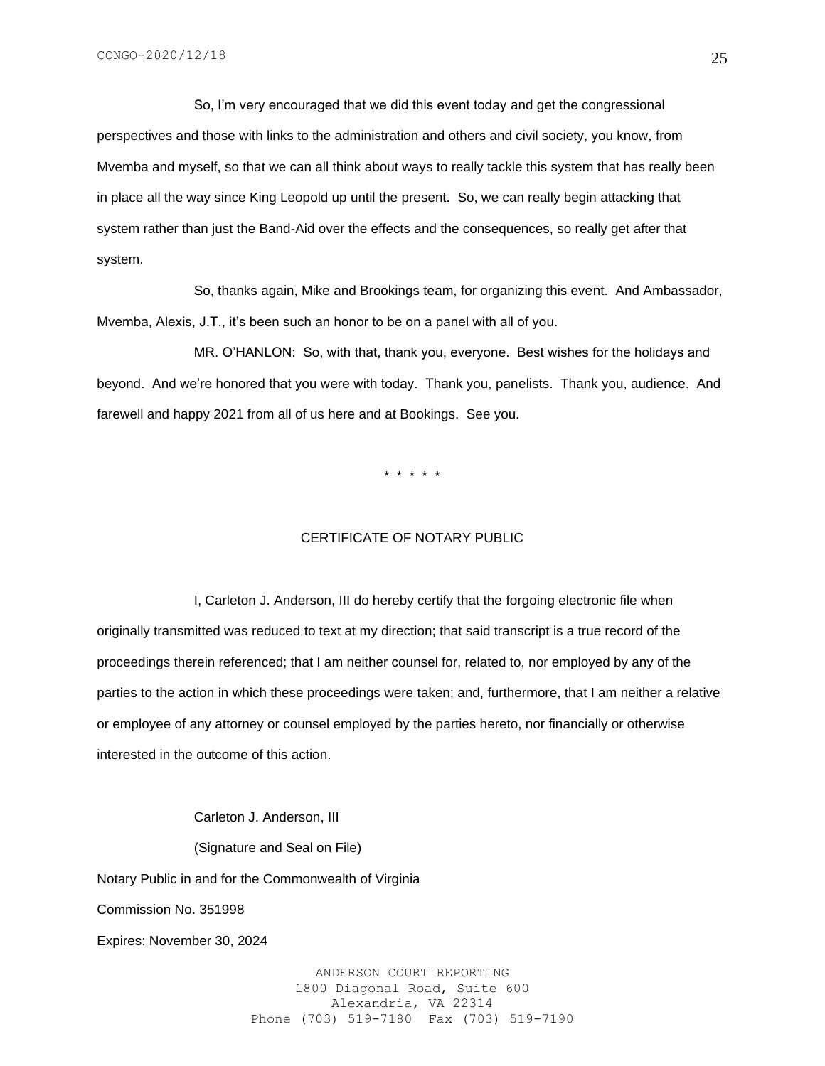So, I'm very encouraged that we did this event today and get the congressional perspectives and those with links to the administration and others and civil society, you know, from Mvemba and myself, so that we can all think about ways to really tackle this system that has really been in place all the way since King Leopold up until the present. So, we can really begin attacking that system rather than just the Band-Aid over the effects and the consequences, so really get after that system.

So, thanks again, Mike and Brookings team, for organizing this event. And Ambassador, Mvemba, Alexis, J.T., it's been such an honor to be on a panel with all of you.

MR. O'HANLON: So, with that, thank you, everyone. Best wishes for the holidays and beyond. And we're honored that you were with today. Thank you, panelists. Thank you, audience. And farewell and happy 2021 from all of us here and at Bookings. See you.

\* \* \* \* \*

## CERTIFICATE OF NOTARY PUBLIC

I, Carleton J. Anderson, III do hereby certify that the forgoing electronic file when originally transmitted was reduced to text at my direction; that said transcript is a true record of the proceedings therein referenced; that I am neither counsel for, related to, nor employed by any of the parties to the action in which these proceedings were taken; and, furthermore, that I am neither a relative or employee of any attorney or counsel employed by the parties hereto, nor financially or otherwise interested in the outcome of this action.

Carleton J. Anderson, III

(Signature and Seal on File)

Notary Public in and for the Commonwealth of Virginia

Commission No. 351998

Expires: November 30, 2024